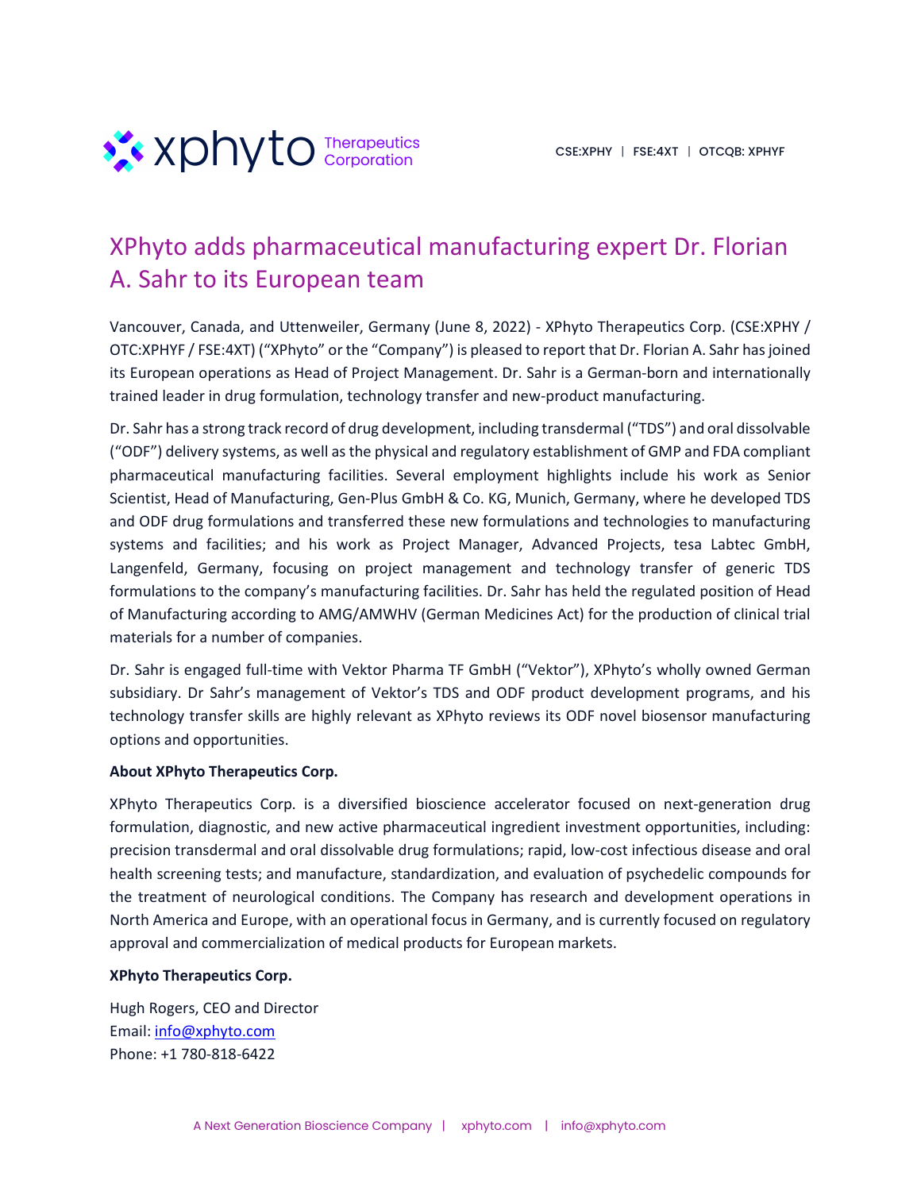xphyto Therapeutics Corporation

CSE:XPHY | FSE:4XT | OTCQB: XPHYF

# XPhyto adds pharmaceutical manufacturing expert Dr. Florian A. Sahr to its European team

Vancouver, Canada, and Uttenweiler, Germany (June 8, 2022) - XPhyto Therapeutics Corp. (CSE:XPHY / OTC:XPHYF / FSE:4XT) ("XPhyto" or the "Company") is pleased to report that Dr. Florian A. Sahr has joined its European operations as Head of Project Management. Dr. Sahr is a German-born and internationally trained leader in drug formulation, technology transfer and new-product manufacturing.

Dr. Sahr has a strong track record of drug development, including transdermal ("TDS") and oral dissolvable ("ODF") delivery systems, as well as the physical and regulatory establishment of GMP and FDA compliant pharmaceutical manufacturing facilities. Several employment highlights include his work as Senior Scientist, Head of Manufacturing, Gen-Plus GmbH & Co. KG, Munich, Germany, where he developed TDS and ODF drug formulations and transferred these new formulations and technologies to manufacturing systems and facilities; and his work as Project Manager, Advanced Projects, tesa Labtec GmbH, Langenfeld, Germany, focusing on project management and technology transfer of generic TDS formulations to the company's manufacturing facilities. Dr. Sahr has held the regulated position of Head of Manufacturing according to AMG/AMWHV (German Medicines Act) for the production of clinical trial materials for a number of companies.

Dr. Sahr is engaged full-time with Vektor Pharma TF GmbH ("Vektor"), XPhyto's wholly owned German subsidiary. Dr Sahr's management of Vektor's TDS and ODF product development programs, and his technology transfer skills are highly relevant as XPhyto reviews its ODF novel biosensor manufacturing options and opportunities.

**About XPhyto Therapeutics Corp.**

XPhyto Therapeutics Corp. is a diversified bioscience accelerator focused on next-generation drug formulation, diagnostic, and new active pharmaceutical ingredient investment opportunities, including: precision transdermal and oral dissolvable drug formulations; rapid, low-cost infectious disease and oral health screening tests; and manufacture, standardization, and evaluation of psychedelic compounds for the treatment of neurological conditions. The Company has research and development operations in North America and Europe, with an operational focus in Germany, and is currently focused on regulatory approval and commercialization of medical products for European markets.

**XPhyto Therapeutics Corp.**

Hugh Rogers, CEO and Director
Email: info@xphyto.com
Phone: +1 780-818-6422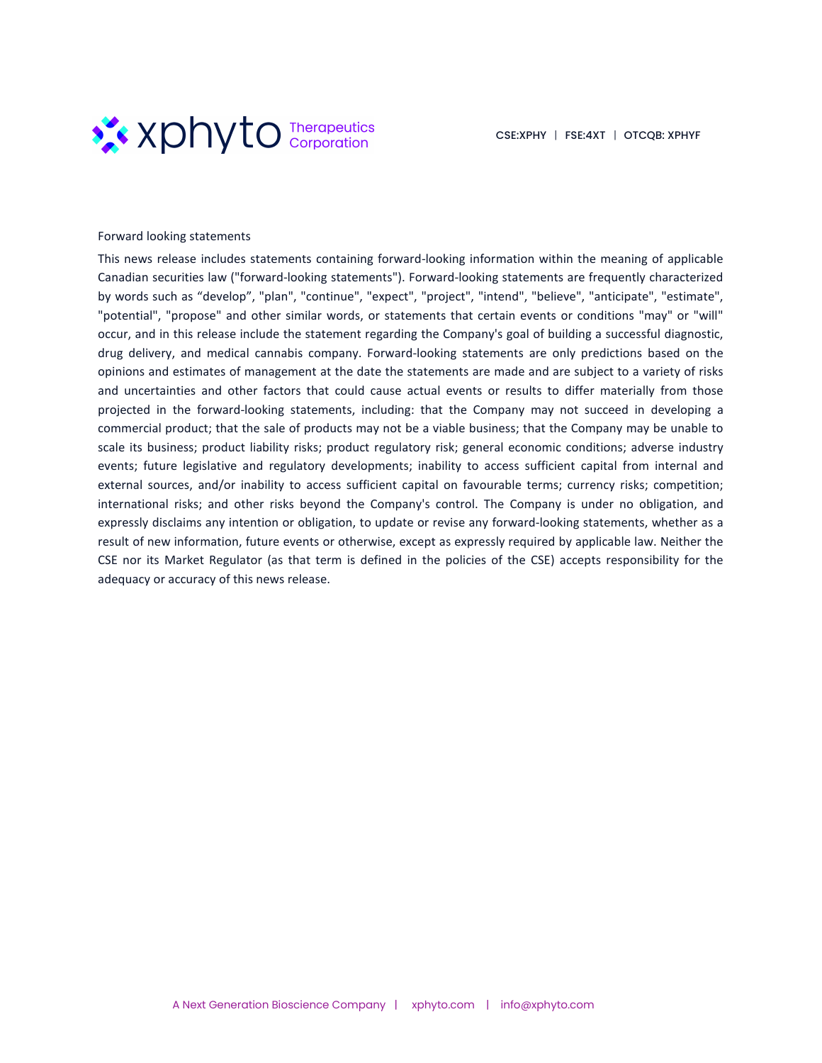Forward looking statements

This news release includes statements containing forward-looking information within the meaning of applicable Canadian securities law ("forward-looking statements"). Forward-looking statements are frequently characterized by words such as “develop”, "plan", "continue", "expect", "project", "intend", "believe", "anticipate", "estimate", "potential", "propose" and other similar words, or statements that certain events or conditions "may" or "will" occur, and in this release include the statement regarding the Company's goal of building a successful diagnostic, drug delivery, and medical cannabis company. Forward-looking statements are only predictions based on the opinions and estimates of management at the date the statements are made and are subject to a variety of risks and uncertainties and other factors that could cause actual events or results to differ materially from those projected in the forward-looking statements, including: that the Company may not succeed in developing a commercial product; that the sale of products may not be a viable business; that the Company may be unable to scale its business; product liability risks; product regulatory risk; general economic conditions; adverse industry events; future legislative and regulatory developments; inability to access sufficient capital from internal and external sources, and/or inability to access sufficient capital on favourable terms; currency risks; competition; international risks; and other risks beyond the Company's control. The Company is under no obligation, and expressly disclaims any intention or obligation, to update or revise any forward-looking statements, whether as a result of new information, future events or otherwise, except as expressly required by applicable law. Neither the CSE nor its Market Regulator (as that term is defined in the policies of the CSE) accepts responsibility for the adequacy or accuracy of this news release.